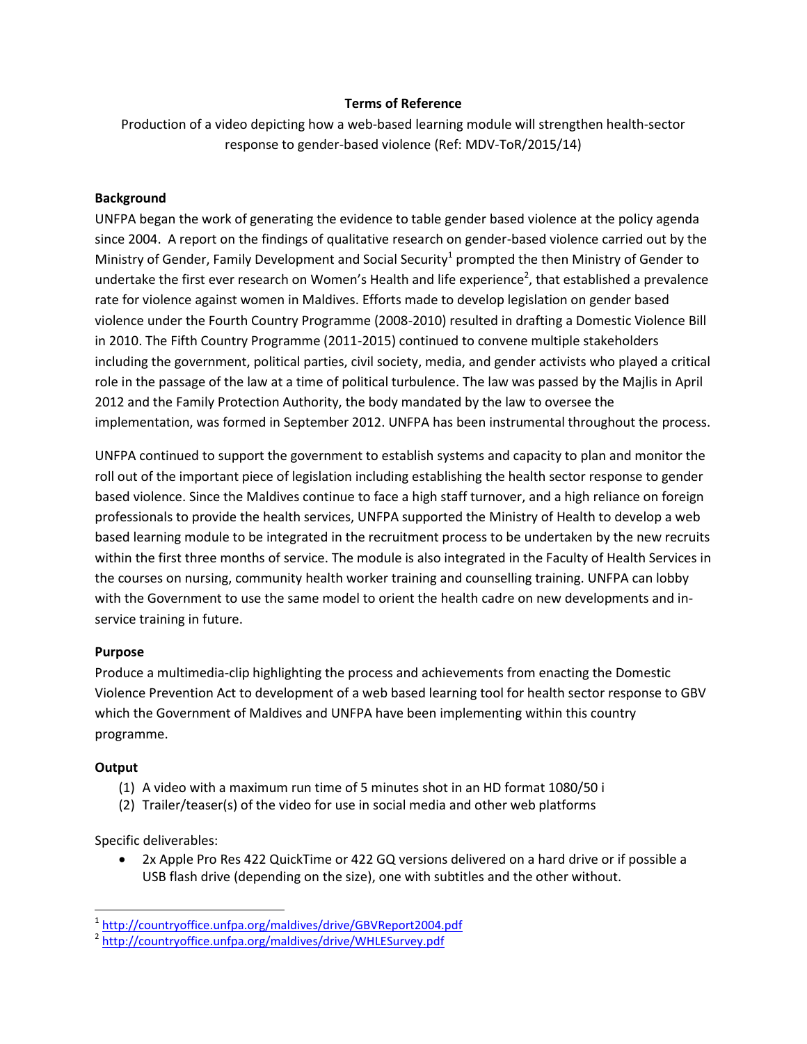**Terms of Reference**

Production of a video depicting how a web-based learning module will strengthen health-sector response to gender-based violence (Ref: MDV-ToR/2015/14)

**Background**

UNFPA began the work of generating the evidence to table gender based violence at the policy agenda since 2004. A report on the findings of qualitative research on gender-based violence carried out by the Ministry of Gender, Family Development and Social Security[1] prompted the then Ministry of Gender to undertake the first ever research on Women's Health and life experience[2], that established a prevalence rate for violence against women in Maldives. Efforts made to develop legislation on gender based violence under the Fourth Country Programme (2008-2010) resulted in drafting a Domestic Violence Bill in 2010. The Fifth Country Programme (2011-2015) continued to convene multiple stakeholders including the government, political parties, civil society, media, and gender activists who played a critical role in the passage of the law at a time of political turbulence. The law was passed by the Majlis in April 2012 and the Family Protection Authority, the body mandated by the law to oversee the implementation, was formed in September 2012. UNFPA has been instrumental throughout the process.

UNFPA continued to support the government to establish systems and capacity to plan and monitor the roll out of the important piece of legislation including establishing the health sector response to gender based violence. Since the Maldives continue to face a high staff turnover, and a high reliance on foreign professionals to provide the health services, UNFPA supported the Ministry of Health to develop a web based learning module to be integrated in the recruitment process to be undertaken by the new recruits within the first three months of service. The module is also integrated in the Faculty of Health Services in the courses on nursing, community health worker training and counselling training. UNFPA can lobby with the Government to use the same model to orient the health cadre on new developments and in-service training in future.

**Purpose**

Produce a multimedia-clip highlighting the process and achievements from enacting the Domestic Violence Prevention Act to development of a web based learning tool for health sector response to GBV which the Government of Maldives and UNFPA have been implementing within this country programme.

**Output**

(1) A video with a maximum run time of 5 minutes shot in an HD format 1080/50 i
(2) Trailer/teaser(s) of the video for use in social media and other web platforms

Specific deliverables:

- 2x Apple Pro Res 422 QuickTime or 422 GQ versions delivered on a hard drive or if possible a USB flash drive (depending on the size), one with subtitles and the other without.

[1] http://countryoffice.unfpa.org/maldives/drive/GBVReport2004.pdf
[2] http://countryoffice.unfpa.org/maldives/drive/WHLESurvey.pdf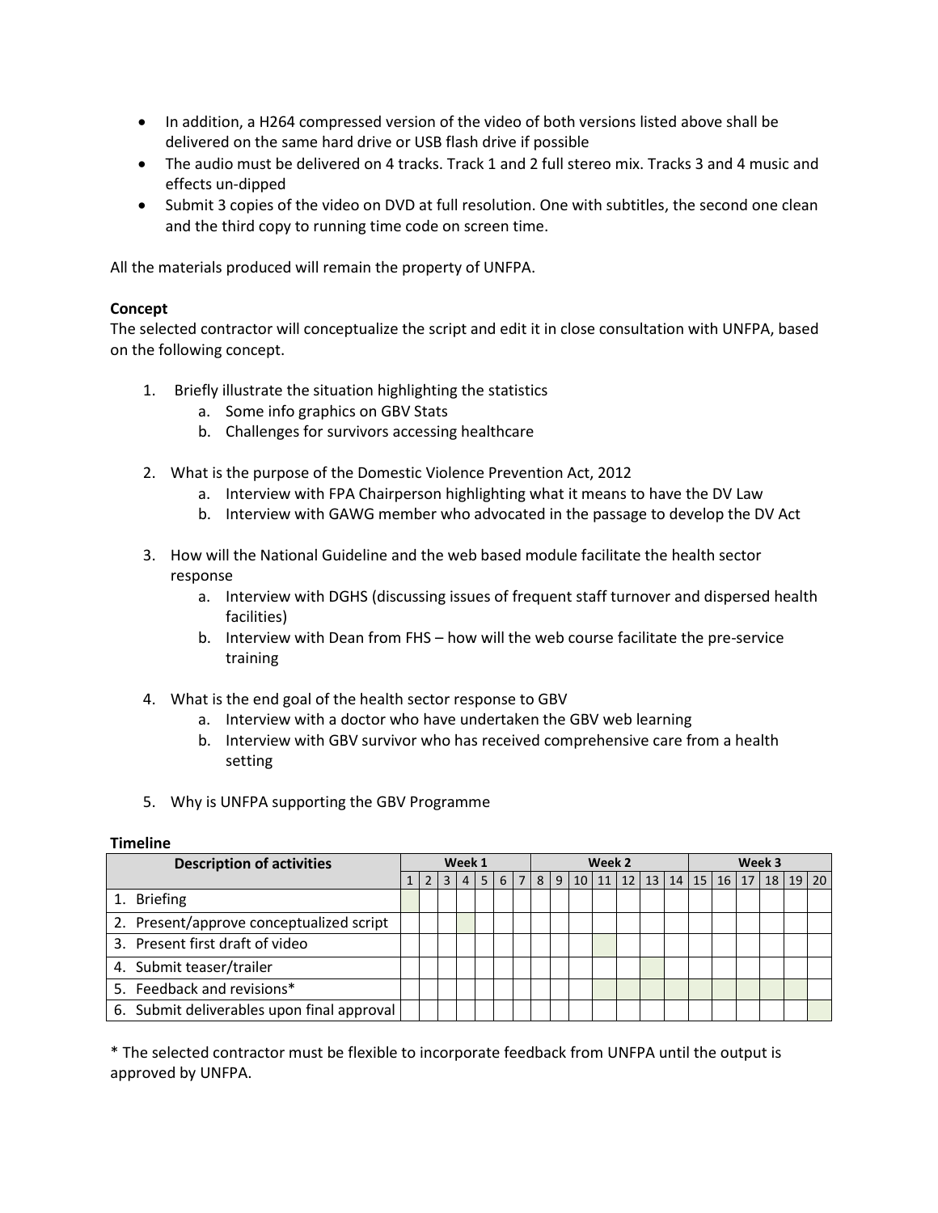- In addition, a H264 compressed version of the video of both versions listed above shall be delivered on the same hard drive or USB flash drive if possible
- The audio must be delivered on 4 tracks. Track 1 and 2 full stereo mix. Tracks 3 and 4 music and effects un-dipped
- Submit 3 copies of the video on DVD at full resolution. One with subtitles, the second one clean and the third copy to running time code on screen time.

All the materials produced will remain the property of UNFPA.

**Concept**

The selected contractor will conceptualize the script and edit it in close consultation with UNFPA, based on the following concept.

1. Briefly illustrate the situation highlighting the statistics
   a. Some info graphics on GBV Stats
   b. Challenges for survivors accessing healthcare

2. What is the purpose of the Domestic Violence Prevention Act, 2012
   a. Interview with FPA Chairperson highlighting what it means to have the DV Law
   b. Interview with GAWG member who advocated in the passage to develop the DV Act

3. How will the National Guideline and the web based module facilitate the health sector response
   a. Interview with DGHS (discussing issues of frequent staff turnover and dispersed health facilities)
   b. Interview with Dean from FHS – how will the web course facilitate the pre-service training

4. What is the end goal of the health sector response to GBV
   a. Interview with a doctor who have undertaken the GBV web learning
   b. Interview with GBV survivor who has received comprehensive care from a health setting

5. Why is UNFPA supporting the GBV Programme

**Timeline**

| Description of activities | Week 1 | | | | | | | Week 2 | | | | | | | Week 3 | | | | | |
|---|---|---|---|---|---|---|---|---|---|---|---|---|---|---|---|---|---|---|---|---|
| | 1 | 2 | 3 | 4 | 5 | 6 | 7 | 8 | 9 | 10 | 11 | 12 | 13 | 14 | 15 | 16 | 17 | 18 | 19 | 20 |
| 1. Briefing | X | | | | | | | | | | | | | | | | | | | |
| 2. Present/approve conceptualized script | | | | X | | | | | | | | | | | | | | | | |
| 3. Present first draft of video | | | | | | | | | | | X | | | | | | | | | |
| 4. Submit teaser/trailer | | | | | | | | | | | | | X | | | | | | | |
| 5. Feedback and revisions* | | | | | | | | | | | X | X | X | X | X | X | X | X | X | |
| 6. Submit deliverables upon final approval | | | | | | | | | | | | | | | | | | | | X |

* The selected contractor must be flexible to incorporate feedback from UNFPA until the output is approved by UNFPA.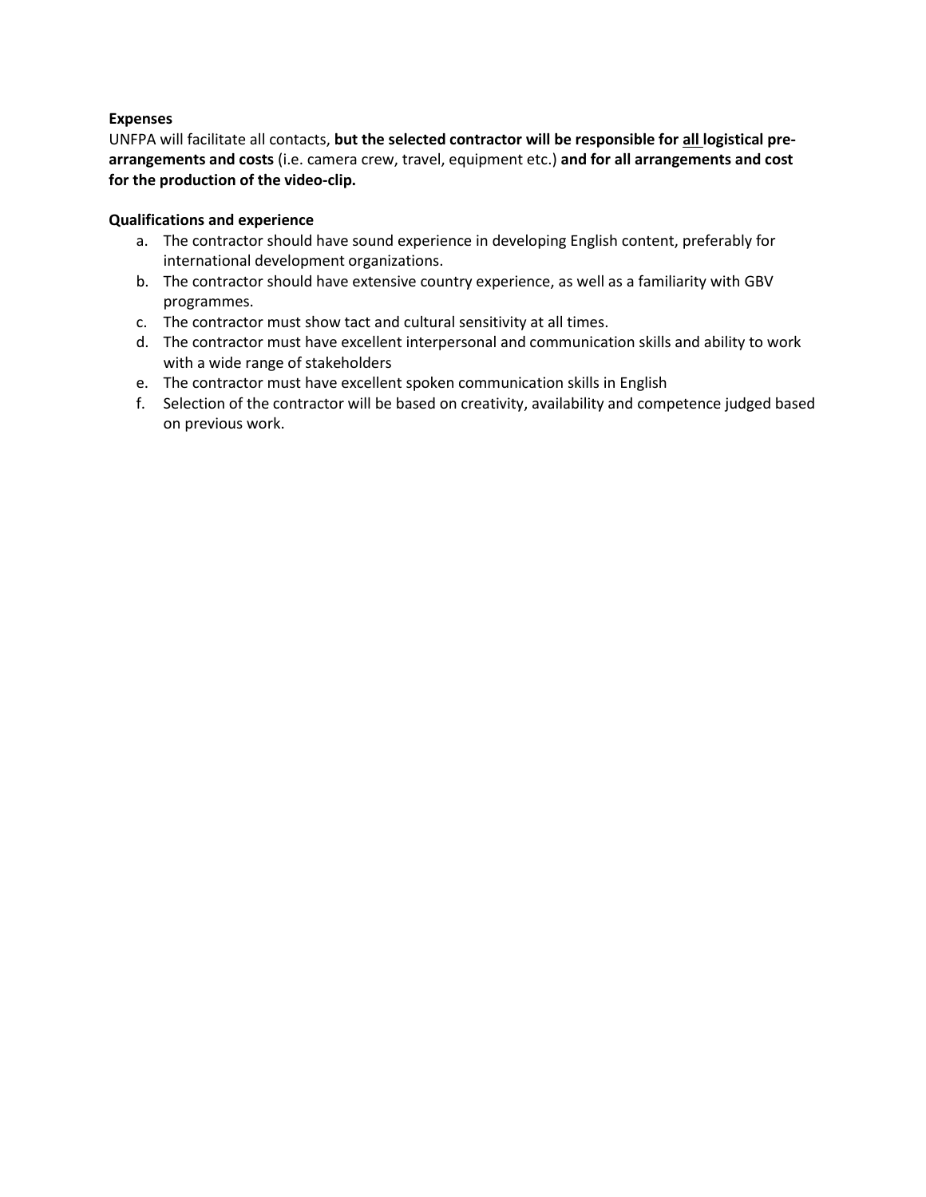**Expenses**

UNFPA will facilitate all contacts, **but the selected contractor will be responsible for <u>all</u> logistical pre-arrangements and costs** (i.e. camera crew, travel, equipment etc.) **and for all arrangements and cost for the production of the video-clip.**

**Qualifications and experience**

a. The contractor should have sound experience in developing English content, preferably for international development organizations.
b. The contractor should have extensive country experience, as well as a familiarity with GBV programmes.
c. The contractor must show tact and cultural sensitivity at all times.
d. The contractor must have excellent interpersonal and communication skills and ability to work with a wide range of stakeholders
e. The contractor must have excellent spoken communication skills in English
f. Selection of the contractor will be based on creativity, availability and competence judged based on previous work.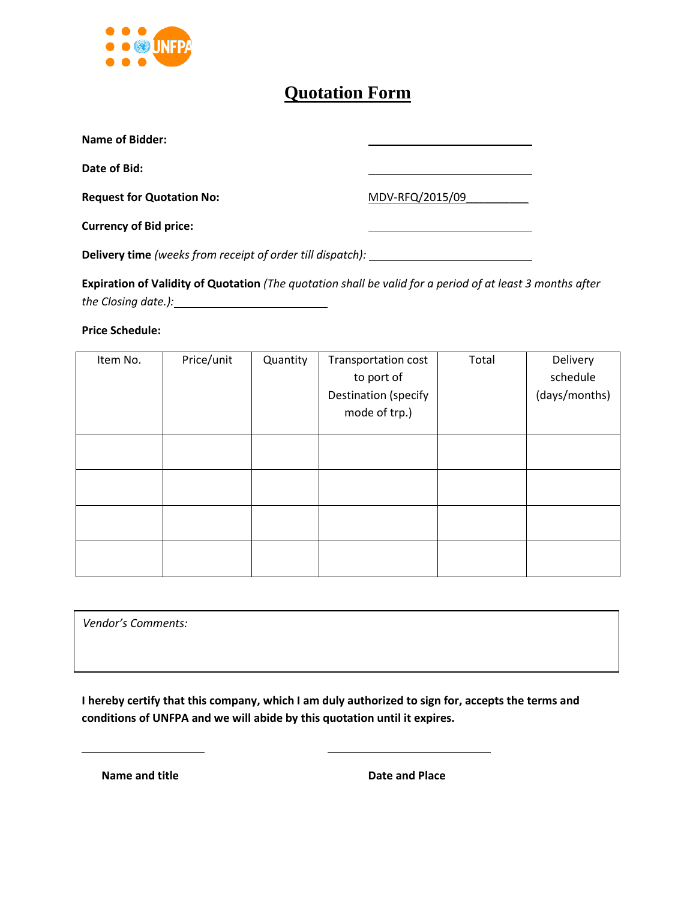# Quotation Form

**Name of Bidder:** ______________________

**Date of Bid:** ______________________

**Request for Quotation No:** MDV-RFQ/2015/09__________

**Currency of Bid price:** ______________________

**Delivery time** *(weeks from receipt of order till dispatch):* ______________________

**Expiration of Validity of Quotation** *(The quotation shall be valid for a period of at least 3 months after the Closing date.):* ______________________

**Price Schedule:**

| Item No. | Price/unit | Quantity | Transportation cost to port of Destination (specify mode of trp.) | Total | Delivery schedule (days/months) |
|---|---|---|---|---|---|
| | | | | | |
| | | | | | |
| | | | | | |
| | | | | | |

| *Vendor's Comments:* |
|---|
| |

**I hereby certify that this company, which I am duly authorized to sign for, accepts the terms and conditions of UNFPA and we will abide by this quotation until it expires.**

______________________ ______________________

**Name and title** **Date and Place**